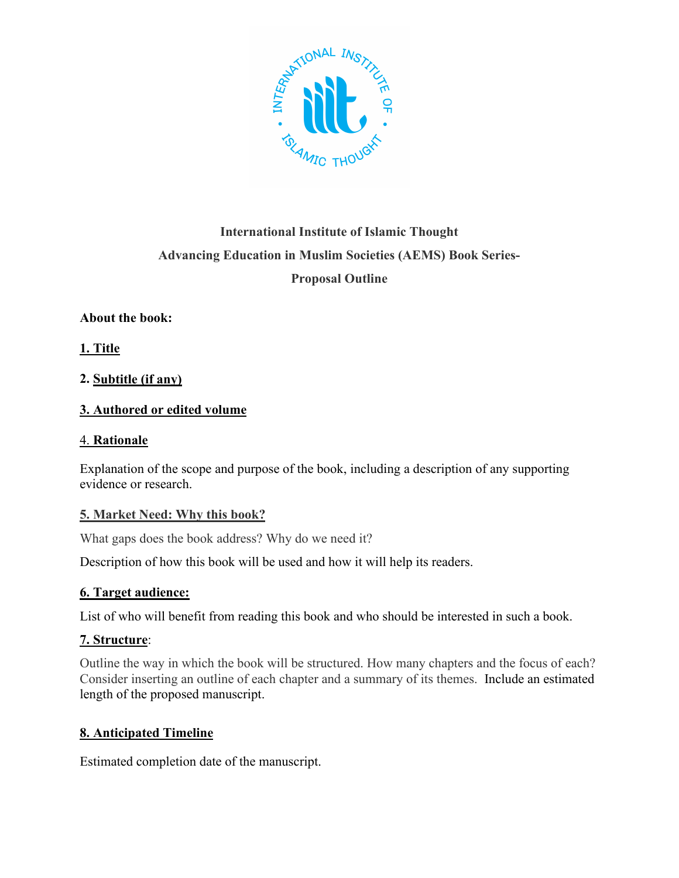**International Institute of Islamic Thought**

**Advancing Education in Muslim Societies (AEMS) Book Series-**

**Proposal Outline**

**About the book:**

**1. Title**

**2. Subtitle (if any)**

**3. Authored or edited volume**

**4. Rationale**

Explanation of the scope and purpose of the book, including a description of any supporting evidence or research.

**5. Market Need: Why this book?**

What gaps does the book address? Why do we need it?

Description of how this book will be used and how it will help its readers.

**6. Target audience:**

List of who will benefit from reading this book and who should be interested in such a book.

**7. Structure**:

Outline the way in which the book will be structured. How many chapters and the focus of each? Consider inserting an outline of each chapter and a summary of its themes. Include an estimated length of the proposed manuscript.

**8. Anticipated Timeline**

Estimated completion date of the manuscript.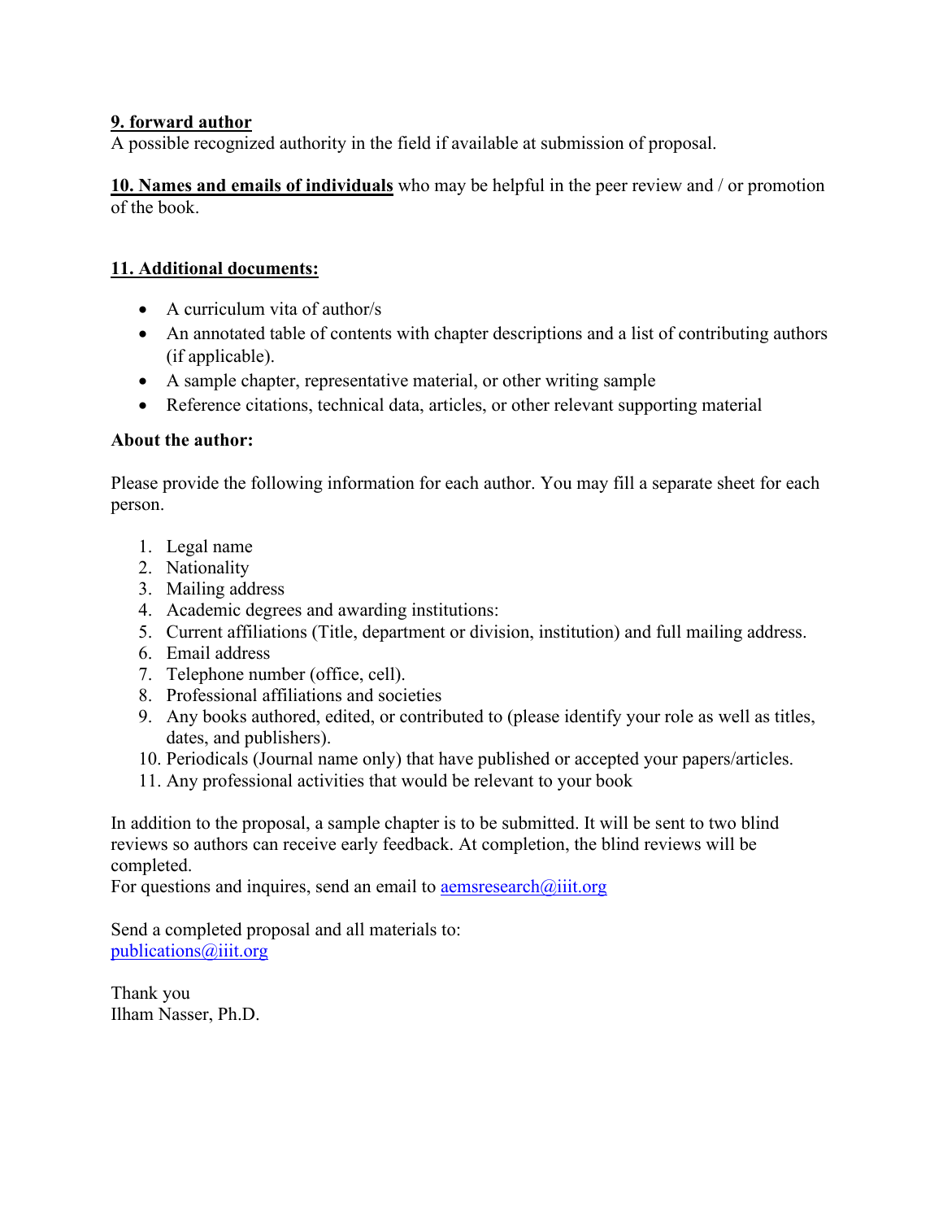**9. forward author**
A possible recognized authority in the field if available at submission of proposal.

**10. Names and emails of individuals** who may be helpful in the peer review and / or promotion of the book.

**11. Additional documents:**

- A curriculum vita of author/s
- An annotated table of contents with chapter descriptions and a list of contributing authors (if applicable).
- A sample chapter, representative material, or other writing sample
- Reference citations, technical data, articles, or other relevant supporting material

**About the author:**

Please provide the following information for each author. You may fill a separate sheet for each person.

1. Legal name
2. Nationality
3. Mailing address
4. Academic degrees and awarding institutions:
5. Current affiliations (Title, department or division, institution) and full mailing address.
6. Email address
7. Telephone number (office, cell).
8. Professional affiliations and societies
9. Any books authored, edited, or contributed to (please identify your role as well as titles, dates, and publishers).
10. Periodicals (Journal name only) that have published or accepted your papers/articles.
11. Any professional activities that would be relevant to your book

In addition to the proposal, a sample chapter is to be submitted. It will be sent to two blind reviews so authors can receive early feedback. At completion, the blind reviews will be completed.
For questions and inquires, send an email to aemsresearch@iiit.org

Send a completed proposal and all materials to:
publications@iiit.org

Thank you
Ilham Nasser, Ph.D.